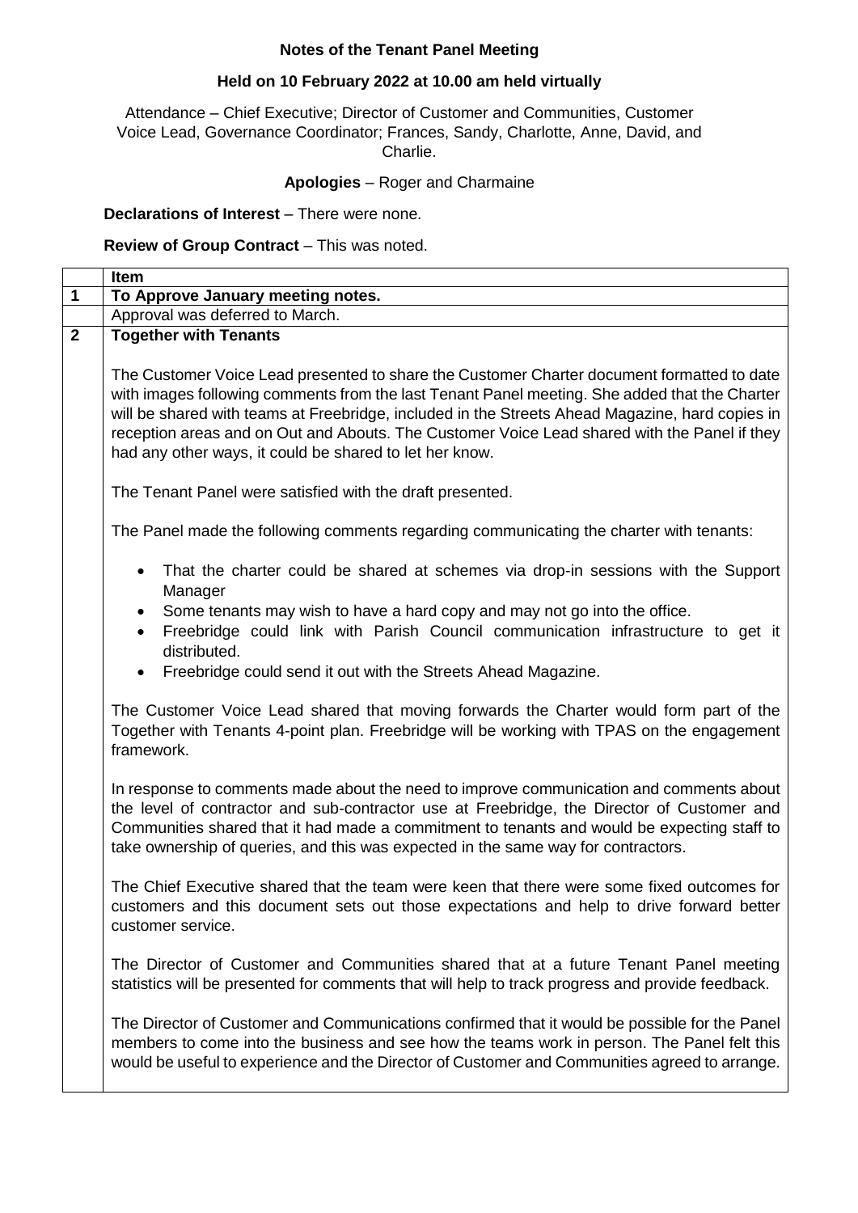**Notes of the Tenant Panel Meeting**

**Held on 10 February 2022 at 10.00 am held virtually**

Attendance – Chief Executive; Director of Customer and Communities, Customer Voice Lead, Governance Coordinator; Frances, Sandy, Charlotte, Anne, David, and Charlie.

**Apologies** – Roger and Charmaine

**Declarations of Interest** – There were none.

**Review of Group Contract** – This was noted.

| | Item |
|---|---|
| **1** | **To Approve January meeting notes.** |
| | Approval was deferred to March. |
| **2** | **Together with Tenants**<br><br>The Customer Voice Lead presented to share the Customer Charter document formatted to date with images following comments from the last Tenant Panel meeting. She added that the Charter will be shared with teams at Freebridge, included in the Streets Ahead Magazine, hard copies in reception areas and on Out and Abouts. The Customer Voice Lead shared with the Panel if they had any other ways, it could be shared to let her know.<br><br>The Tenant Panel were satisfied with the draft presented.<br><br>The Panel made the following comments regarding communicating the charter with tenants:<br><br>• That the charter could be shared at schemes via drop-in sessions with the Support Manager<br>• Some tenants may wish to have a hard copy and may not go into the office.<br>• Freebridge could link with Parish Council communication infrastructure to get it distributed.<br>• Freebridge could send it out with the Streets Ahead Magazine.<br><br>The Customer Voice Lead shared that moving forwards the Charter would form part of the Together with Tenants 4-point plan. Freebridge will be working with TPAS on the engagement framework.<br><br>In response to comments made about the need to improve communication and comments about the level of contractor and sub-contractor use at Freebridge, the Director of Customer and Communities shared that it had made a commitment to tenants and would be expecting staff to take ownership of queries, and this was expected in the same way for contractors.<br><br>The Chief Executive shared that the team were keen that there were some fixed outcomes for customers and this document sets out those expectations and help to drive forward better customer service.<br><br>The Director of Customer and Communities shared that at a future Tenant Panel meeting statistics will be presented for comments that will help to track progress and provide feedback.<br><br>The Director of Customer and Communications confirmed that it would be possible for the Panel members to come into the business and see how the teams work in person. The Panel felt this would be useful to experience and the Director of Customer and Communities agreed to arrange. |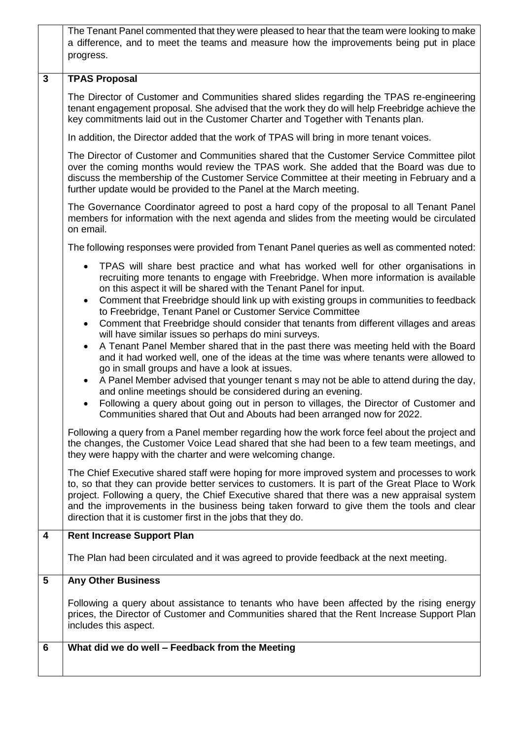| | |
|---|---|
| | The Tenant Panel commented that they were pleased to hear that the team were looking to make a difference, and to meet the teams and measure how the improvements being put in place progress. |
| **3** | **TPAS Proposal**<br><br>The Director of Customer and Communities shared slides regarding the TPAS re-engineering tenant engagement proposal. She advised that the work they do will help Freebridge achieve the key commitments laid out in the Customer Charter and Together with Tenants plan.<br><br>In addition, the Director added that the work of TPAS will bring in more tenant voices.<br><br>The Director of Customer and Communities shared that the Customer Service Committee pilot over the coming months would review the TPAS work. She added that the Board was due to discuss the membership of the Customer Service Committee at their meeting in February and a further update would be provided to the Panel at the March meeting.<br><br>The Governance Coordinator agreed to post a hard copy of the proposal to all Tenant Panel members for information with the next agenda and slides from the meeting would be circulated on email.<br><br>The following responses were provided from Tenant Panel queries as well as commented noted:<br><br>• TPAS will share best practice and what has worked well for other organisations in recruiting more tenants to engage with Freebridge. When more information is available on this aspect it will be shared with the Tenant Panel for input.<br>• Comment that Freebridge should link up with existing groups in communities to feedback to Freebridge, Tenant Panel or Customer Service Committee<br>• Comment that Freebridge should consider that tenants from different villages and areas will have similar issues so perhaps do mini surveys.<br>• A Tenant Panel Member shared that in the past there was meeting held with the Board and it had worked well, one of the ideas at the time was where tenants were allowed to go in small groups and have a look at issues.<br>• A Panel Member advised that younger tenant s may not be able to attend during the day, and online meetings should be considered during an evening.<br>• Following a query about going out in person to villages, the Director of Customer and Communities shared that Out and Abouts had been arranged now for 2022.<br><br>Following a query from a Panel member regarding how the work force feel about the project and the changes, the Customer Voice Lead shared that she had been to a few team meetings, and they were happy with the charter and were welcoming change.<br><br>The Chief Executive shared staff were hoping for more improved system and processes to work to, so that they can provide better services to customers. It is part of the Great Place to Work project. Following a query, the Chief Executive shared that there was a new appraisal system and the improvements in the business being taken forward to give them the tools and clear direction that it is customer first in the jobs that they do. |
| **4** | **Rent Increase Support Plan**<br><br>The Plan had been circulated and it was agreed to provide feedback at the next meeting. |
| **5** | **Any Other Business**<br><br>Following a query about assistance to tenants who have been affected by the rising energy prices, the Director of Customer and Communities shared that the Rent Increase Support Plan includes this aspect. |
| **6** | **What did we do well – Feedback from the Meeting** |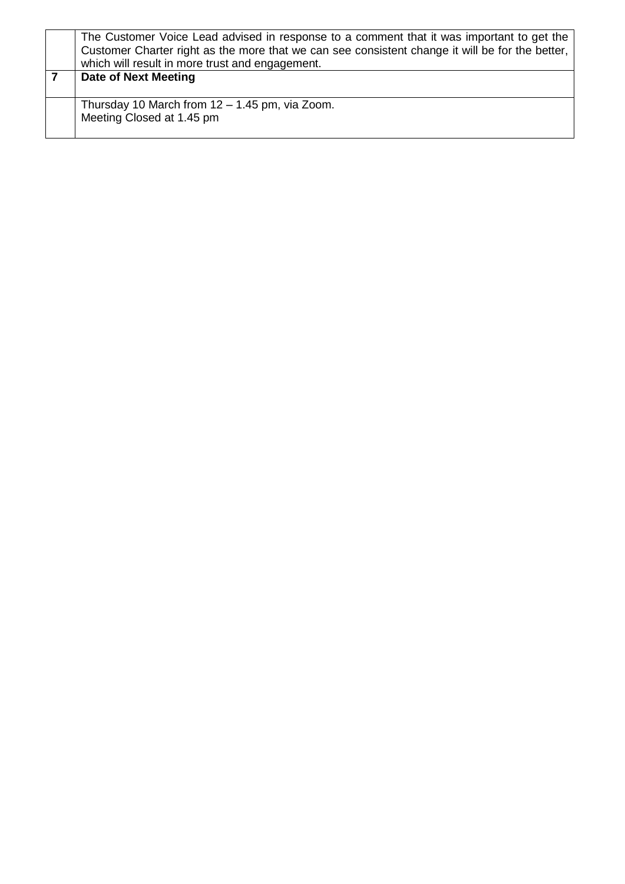| | |
|---|---|
| | The Customer Voice Lead advised in response to a comment that it was important to get the Customer Charter right as the more that we can see consistent change it will be for the better, which will result in more trust and engagement. |
| **7** | **Date of Next Meeting** |
| | Thursday 10 March from 12 – 1.45 pm, via Zoom.<br>Meeting Closed at 1.45 pm |